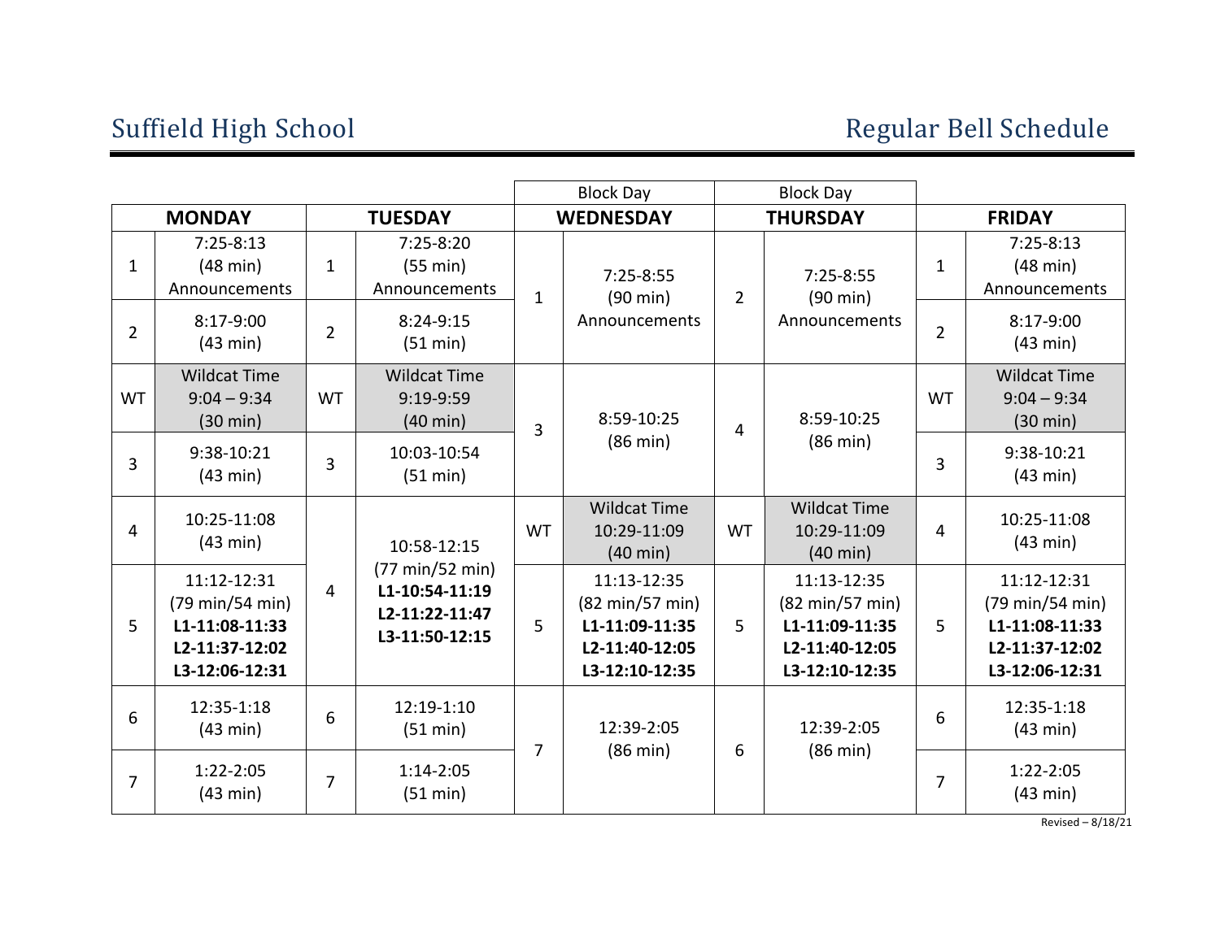# Suffield High School

## Regular Bell Schedule

| MONDAY | | TUESDAY | | WEDNESDAY (Block Day) | | THURSDAY (Block Day) | | FRIDAY | |
|---|---|---|---|---|---|---|---|---|---|
| 1 | 7:25-8:13 (48 min) Announcements | 1 | 7:25-8:20 (55 min) Announcements | 1 | 7:25-8:55 (90 min) Announcements | 2 | 7:25-8:55 (90 min) Announcements | 1 | 7:25-8:13 (48 min) Announcements |
| 2 | 8:17-9:00 (43 min) | 2 | 8:24-9:15 (51 min) | | | | | 2 | 8:17-9:00 (43 min) |
| WT | Wildcat Time 9:04 – 9:34 (30 min) | WT | Wildcat Time 9:19-9:59 (40 min) | 3 | 8:59-10:25 (86 min) | 4 | 8:59-10:25 (86 min) | WT | Wildcat Time 9:04 – 9:34 (30 min) |
| 3 | 9:38-10:21 (43 min) | 3 | 10:03-10:54 (51 min) | | | | | 3 | 9:38-10:21 (43 min) |
| 4 | 10:25-11:08 (43 min) | 4 | 10:58-12:15 (77 min/52 min) **L1-10:54-11:19** **L2-11:22-11:47** **L3-11:50-12:15** | WT | Wildcat Time 10:29-11:09 (40 min) | WT | Wildcat Time 10:29-11:09 (40 min) | 4 | 10:25-11:08 (43 min) |
| 5 | 11:12-12:31 (79 min/54 min) **L1-11:08-11:33** **L2-11:37-12:02** **L3-12:06-12:31** | | | 5 | 11:13-12:35 (82 min/57 min) **L1-11:09-11:35** **L2-11:40-12:05** **L3-12:10-12:35** | 5 | 11:13-12:35 (82 min/57 min) **L1-11:09-11:35** **L2-11:40-12:05** **L3-12:10-12:35** | 5 | 11:12-12:31 (79 min/54 min) **L1-11:08-11:33** **L2-11:37-12:02** **L3-12:06-12:31** |
| 6 | 12:35-1:18 (43 min) | 6 | 12:19-1:10 (51 min) | 7 | 12:39-2:05 (86 min) | 6 | 12:39-2:05 (86 min) | 6 | 12:35-1:18 (43 min) |
| 7 | 1:22-2:05 (43 min) | 7 | 1:14-2:05 (51 min) | | | | | 7 | 1:22-2:05 (43 min) |

Revised – 8/18/21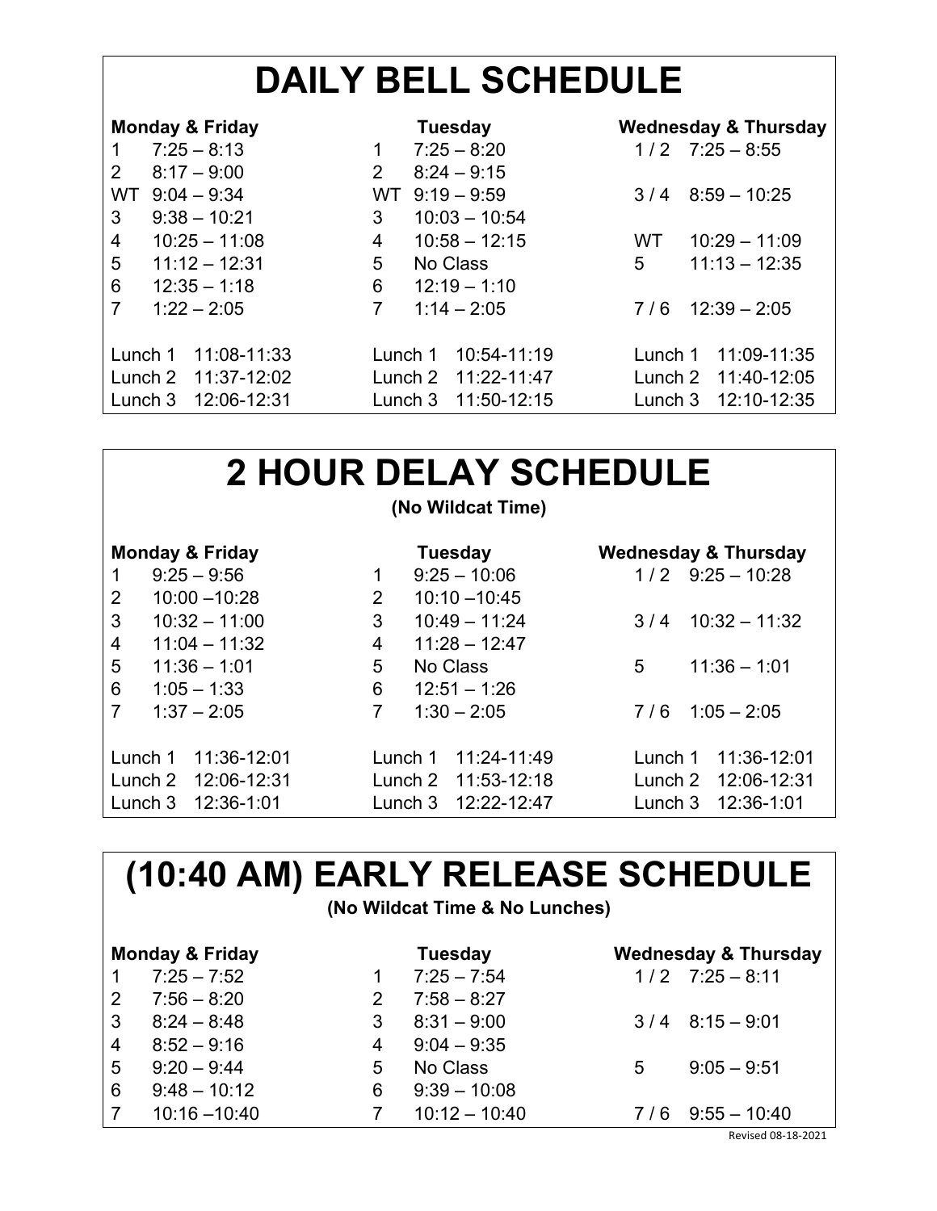# DAILY BELL SCHEDULE

| Monday & Friday | | Tuesday | | Wednesday & Thursday | |
| --- | --- | --- | --- | --- | --- |
| 1 | 7:25 – 8:13 | 1 | 7:25 – 8:20 | 1 / 2 | 7:25 – 8:55 |
| 2 | 8:17 – 9:00 | 2 | 8:24 – 9:15 | | |
| WT | 9:04 – 9:34 | WT | 9:19 – 9:59 | 3 / 4 | 8:59 – 10:25 |
| 3 | 9:38 – 10:21 | 3 | 10:03 – 10:54 | | |
| 4 | 10:25 – 11:08 | 4 | 10:58 – 12:15 | WT | 10:29 – 11:09 |
| 5 | 11:12 – 12:31 | 5 | No Class | 5 | 11:13 – 12:35 |
| 6 | 12:35 – 1:18 | 6 | 12:19 – 1:10 | | |
| 7 | 1:22 – 2:05 | 7 | 1:14 – 2:05 | 7 / 6 | 12:39 – 2:05 |
| | | | | | |
| Lunch 1 | 11:08-11:33 | Lunch 1 | 10:54-11:19 | Lunch 1 | 11:09-11:35 |
| Lunch 2 | 11:37-12:02 | Lunch 2 | 11:22-11:47 | Lunch 2 | 11:40-12:05 |
| Lunch 3 | 12:06-12:31 | Lunch 3 | 11:50-12:15 | Lunch 3 | 12:10-12:35 |

# 2 HOUR DELAY SCHEDULE

**(No Wildcat Time)**

| Monday & Friday | | Tuesday | | Wednesday & Thursday | |
| --- | --- | --- | --- | --- | --- |
| 1 | 9:25 – 9:56 | 1 | 9:25 – 10:06 | 1 / 2 | 9:25 – 10:28 |
| 2 | 10:00 –10:28 | 2 | 10:10 –10:45 | | |
| 3 | 10:32 – 11:00 | 3 | 10:49 – 11:24 | 3 / 4 | 10:32 – 11:32 |
| 4 | 11:04 – 11:32 | 4 | 11:28 – 12:47 | | |
| 5 | 11:36 – 1:01 | 5 | No Class | 5 | 11:36 – 1:01 |
| 6 | 1:05 – 1:33 | 6 | 12:51 – 1:26 | | |
| 7 | 1:37 – 2:05 | 7 | 1:30 – 2:05 | 7 / 6 | 1:05 – 2:05 |
| | | | | | |
| Lunch 1 | 11:36-12:01 | Lunch 1 | 11:24-11:49 | Lunch 1 | 11:36-12:01 |
| Lunch 2 | 12:06-12:31 | Lunch 2 | 11:53-12:18 | Lunch 2 | 12:06-12:31 |
| Lunch 3 | 12:36-1:01 | Lunch 3 | 12:22-12:47 | Lunch 3 | 12:36-1:01 |

# (10:40 AM) EARLY RELEASE SCHEDULE

**(No Wildcat Time & No Lunches)**

| Monday & Friday | | Tuesday | | Wednesday & Thursday | |
| --- | --- | --- | --- | --- | --- |
| 1 | 7:25 – 7:52 | 1 | 7:25 – 7:54 | 1 / 2 | 7:25 – 8:11 |
| 2 | 7:56 – 8:20 | 2 | 7:58 – 8:27 | | |
| 3 | 8:24 – 8:48 | 3 | 8:31 – 9:00 | 3 / 4 | 8:15 – 9:01 |
| 4 | 8:52 – 9:16 | 4 | 9:04 – 9:35 | | |
| 5 | 9:20 – 9:44 | 5 | No Class | 5 | 9:05 – 9:51 |
| 6 | 9:48 – 10:12 | 6 | 9:39 – 10:08 | | |
| 7 | 10:16 –10:40 | 7 | 10:12 – 10:40 | 7 / 6 | 9:55 – 10:40 |

Revised 08-18-2021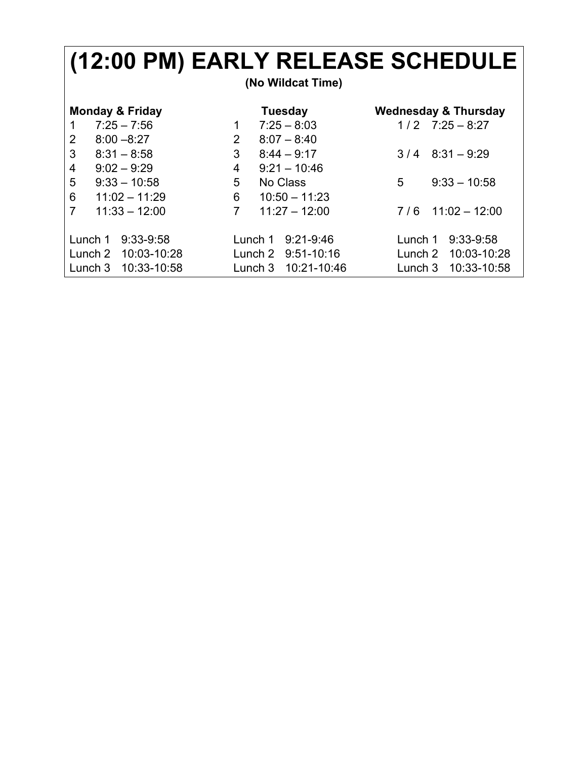# (12:00 PM) EARLY RELEASE SCHEDULE

**(No Wildcat Time)**

| **Monday & Friday** | | **Tuesday** | | **Wednesday & Thursday** | |
|---|---|---|---|---|---|
| 1 | 7:25 – 7:56 | 1 | 7:25 – 8:03 | 1 / 2 | 7:25 – 8:27 |
| 2 | 8:00 –8:27 | 2 | 8:07 – 8:40 | | |
| 3 | 8:31 – 8:58 | 3 | 8:44 – 9:17 | 3 / 4 | 8:31 – 9:29 |
| 4 | 9:02 – 9:29 | 4 | 9:21 – 10:46 | | |
| 5 | 9:33 – 10:58 | 5 | No Class | 5 | 9:33 – 10:58 |
| 6 | 11:02 – 11:29 | 6 | 10:50 – 11:23 | | |
| 7 | 11:33 – 12:00 | 7 | 11:27 – 12:00 | 7 / 6 | 11:02 – 12:00 |
| | | | | | |
| Lunch 1 | 9:33-9:58 | Lunch 1 | 9:21-9:46 | Lunch 1 | 9:33-9:58 |
| Lunch 2 | 10:03-10:28 | Lunch 2 | 9:51-10:16 | Lunch 2 | 10:03-10:28 |
| Lunch 3 | 10:33-10:58 | Lunch 3 | 10:21-10:46 | Lunch 3 | 10:33-10:58 |